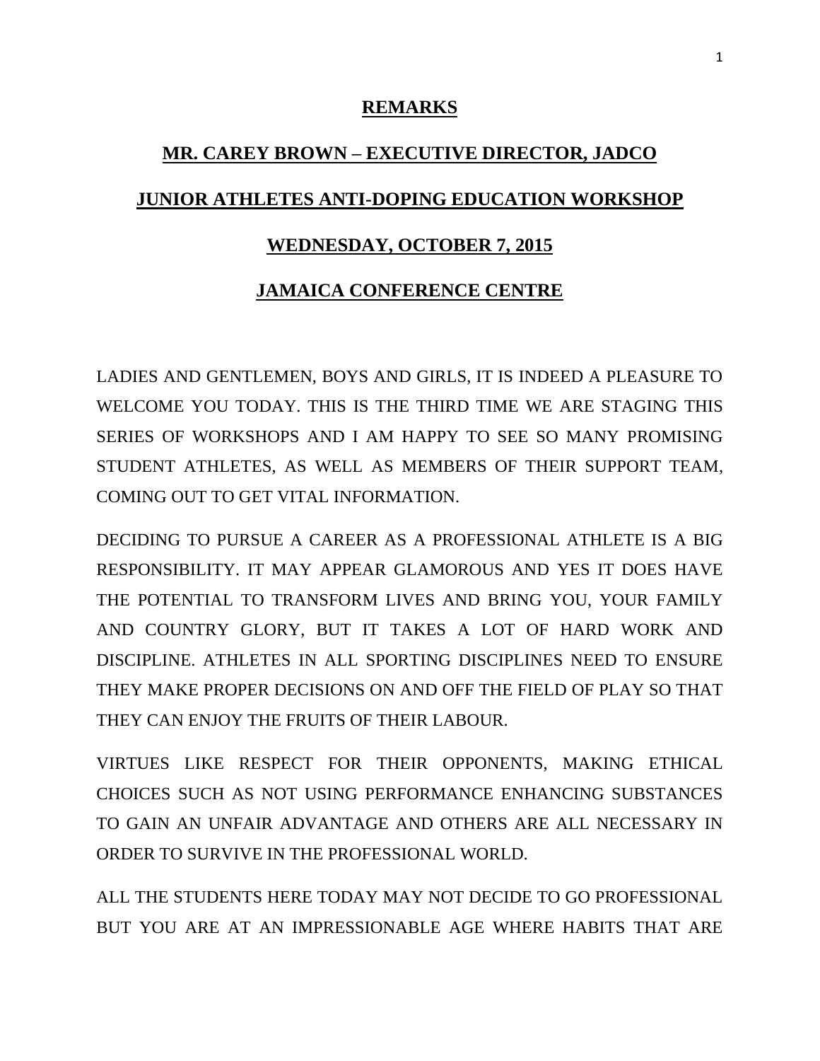# REMARKS

## MR. CAREY BROWN – EXECUTIVE DIRECTOR, JADCO

## JUNIOR ATHLETES ANTI-DOPING EDUCATION WORKSHOP

## WEDNESDAY, OCTOBER 7, 2015

## JAMAICA CONFERENCE CENTRE

LADIES AND GENTLEMEN, BOYS AND GIRLS, IT IS INDEED A PLEASURE TO WELCOME YOU TODAY. THIS IS THE THIRD TIME WE ARE STAGING THIS SERIES OF WORKSHOPS AND I AM HAPPY TO SEE SO MANY PROMISING STUDENT ATHLETES, AS WELL AS MEMBERS OF THEIR SUPPORT TEAM, COMING OUT TO GET VITAL INFORMATION.

DECIDING TO PURSUE A CAREER AS A PROFESSIONAL ATHLETE IS A BIG RESPONSIBILITY. IT MAY APPEAR GLAMOROUS AND YES IT DOES HAVE THE POTENTIAL TO TRANSFORM LIVES AND BRING YOU, YOUR FAMILY AND COUNTRY GLORY, BUT IT TAKES A LOT OF HARD WORK AND DISCIPLINE. ATHLETES IN ALL SPORTING DISCIPLINES NEED TO ENSURE THEY MAKE PROPER DECISIONS ON AND OFF THE FIELD OF PLAY SO THAT THEY CAN ENJOY THE FRUITS OF THEIR LABOUR.

VIRTUES LIKE RESPECT FOR THEIR OPPONENTS, MAKING ETHICAL CHOICES SUCH AS NOT USING PERFORMANCE ENHANCING SUBSTANCES TO GAIN AN UNFAIR ADVANTAGE AND OTHERS ARE ALL NECESSARY IN ORDER TO SURVIVE IN THE PROFESSIONAL WORLD.

ALL THE STUDENTS HERE TODAY MAY NOT DECIDE TO GO PROFESSIONAL BUT YOU ARE AT AN IMPRESSIONABLE AGE WHERE HABITS THAT ARE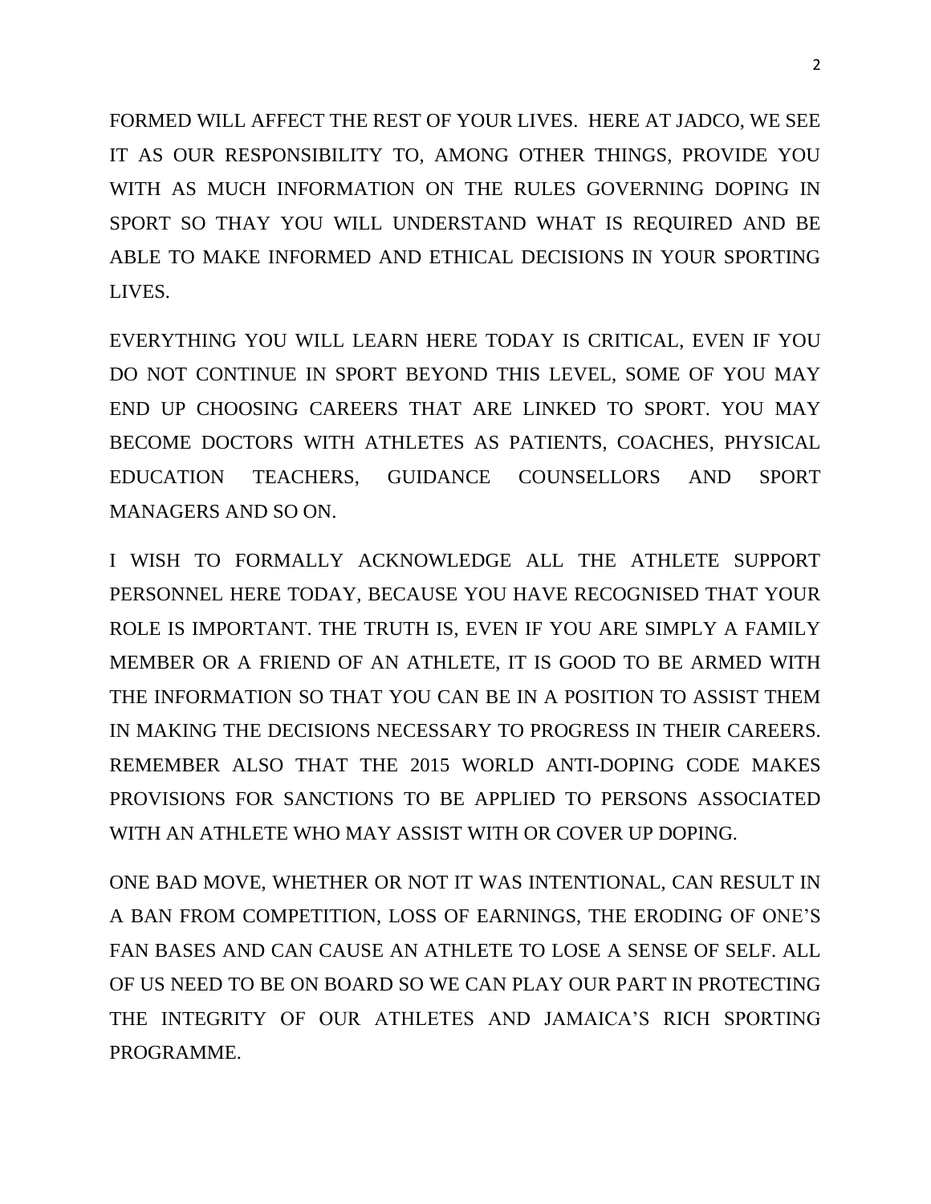FORMED WILL AFFECT THE REST OF YOUR LIVES. HERE AT JADCO, WE SEE IT AS OUR RESPONSIBILITY TO, AMONG OTHER THINGS, PROVIDE YOU WITH AS MUCH INFORMATION ON THE RULES GOVERNING DOPING IN SPORT SO THAY YOU WILL UNDERSTAND WHAT IS REQUIRED AND BE ABLE TO MAKE INFORMED AND ETHICAL DECISIONS IN YOUR SPORTING LIVES.

EVERYTHING YOU WILL LEARN HERE TODAY IS CRITICAL, EVEN IF YOU DO NOT CONTINUE IN SPORT BEYOND THIS LEVEL, SOME OF YOU MAY END UP CHOOSING CAREERS THAT ARE LINKED TO SPORT. YOU MAY BECOME DOCTORS WITH ATHLETES AS PATIENTS, COACHES, PHYSICAL EDUCATION TEACHERS, GUIDANCE COUNSELLORS AND SPORT MANAGERS AND SO ON.

I WISH TO FORMALLY ACKNOWLEDGE ALL THE ATHLETE SUPPORT PERSONNEL HERE TODAY, BECAUSE YOU HAVE RECOGNISED THAT YOUR ROLE IS IMPORTANT. THE TRUTH IS, EVEN IF YOU ARE SIMPLY A FAMILY MEMBER OR A FRIEND OF AN ATHLETE, IT IS GOOD TO BE ARMED WITH THE INFORMATION SO THAT YOU CAN BE IN A POSITION TO ASSIST THEM IN MAKING THE DECISIONS NECESSARY TO PROGRESS IN THEIR CAREERS. REMEMBER ALSO THAT THE 2015 WORLD ANTI-DOPING CODE MAKES PROVISIONS FOR SANCTIONS TO BE APPLIED TO PERSONS ASSOCIATED WITH AN ATHLETE WHO MAY ASSIST WITH OR COVER UP DOPING.

ONE BAD MOVE, WHETHER OR NOT IT WAS INTENTIONAL, CAN RESULT IN A BAN FROM COMPETITION, LOSS OF EARNINGS, THE ERODING OF ONE'S FAN BASES AND CAN CAUSE AN ATHLETE TO LOSE A SENSE OF SELF. ALL OF US NEED TO BE ON BOARD SO WE CAN PLAY OUR PART IN PROTECTING THE INTEGRITY OF OUR ATHLETES AND JAMAICA'S RICH SPORTING PROGRAMME.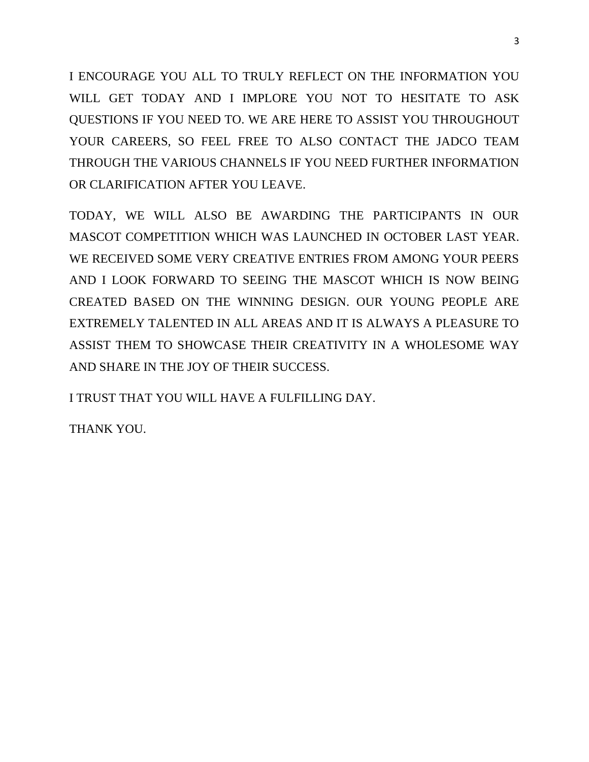I ENCOURAGE YOU ALL TO TRULY REFLECT ON THE INFORMATION YOU WILL GET TODAY AND I IMPLORE YOU NOT TO HESITATE TO ASK QUESTIONS IF YOU NEED TO. WE ARE HERE TO ASSIST YOU THROUGHOUT YOUR CAREERS, SO FEEL FREE TO ALSO CONTACT THE JADCO TEAM THROUGH THE VARIOUS CHANNELS IF YOU NEED FURTHER INFORMATION OR CLARIFICATION AFTER YOU LEAVE.

TODAY, WE WILL ALSO BE AWARDING THE PARTICIPANTS IN OUR MASCOT COMPETITION WHICH WAS LAUNCHED IN OCTOBER LAST YEAR. WE RECEIVED SOME VERY CREATIVE ENTRIES FROM AMONG YOUR PEERS AND I LOOK FORWARD TO SEEING THE MASCOT WHICH IS NOW BEING CREATED BASED ON THE WINNING DESIGN. OUR YOUNG PEOPLE ARE EXTREMELY TALENTED IN ALL AREAS AND IT IS ALWAYS A PLEASURE TO ASSIST THEM TO SHOWCASE THEIR CREATIVITY IN A WHOLESOME WAY AND SHARE IN THE JOY OF THEIR SUCCESS.

I TRUST THAT YOU WILL HAVE A FULFILLING DAY.

THANK YOU.